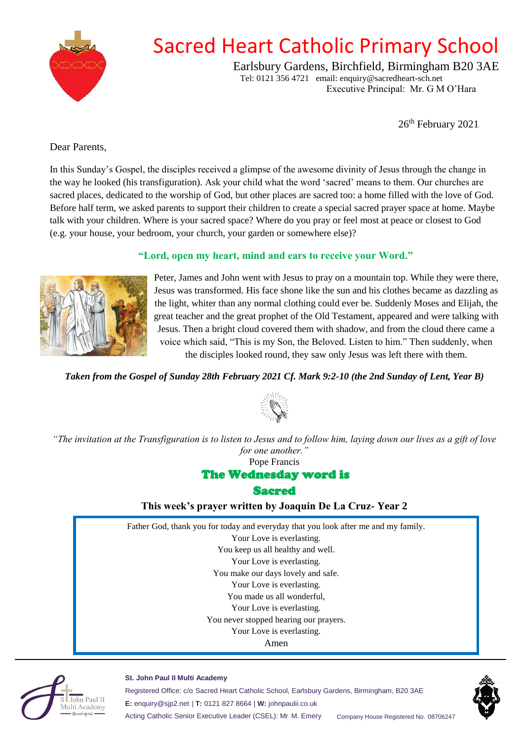# Sacred Heart Catholic Primary School

Earlsbury Gardens, Birchfield, Birmingham B20 3AE
Tel: 0121 356 4721 email: enquiry@sacredheart-sch.net
Executive Principal: Mr. G M O'Hara

26th February 2021

Dear Parents,

In this Sunday's Gospel, the disciples received a glimpse of the awesome divinity of Jesus through the change in the way he looked (his transfiguration). Ask your child what the word 'sacred' means to them. Our churches are sacred places, dedicated to the worship of God, but other places are sacred too: a home filled with the love of God. Before half term, we asked parents to support their children to create a special sacred prayer space at home. Maybe talk with your children. Where is your sacred space? Where do you pray or feel most at peace or closest to God (e.g. your house, your bedroom, your church, your garden or somewhere else)?

**"Lord, open my heart, mind and ears to receive your Word."**

Peter, James and John went with Jesus to pray on a mountain top. While they were there, Jesus was transformed. His face shone like the sun and his clothes became as dazzling as the light, whiter than any normal clothing could ever be. Suddenly Moses and Elijah, the great teacher and the great prophet of the Old Testament, appeared and were talking with Jesus. Then a bright cloud covered them with shadow, and from the cloud there came a voice which said, "This is my Son, the Beloved. Listen to him." Then suddenly, when the disciples looked round, they saw only Jesus was left there with them.

***Taken from the Gospel of Sunday 28th February 2021 Cf. Mark 9:2-10 (the 2nd Sunday of Lent, Year B)***

*"The invitation at the Transfiguration is to listen to Jesus and to follow him, laying down our lives as a gift of love for one another."*
Pope Francis

## The Wednesday word is Sacred

**This week's prayer written by Joaquin De La Cruz- Year 2**

Father God, thank you for today and everyday that you look after me and my family.
Your Love is everlasting.
You keep us all healthy and well.
Your Love is everlasting.
You make our days lovely and safe.
Your Love is everlasting.
You made us all wonderful,
Your Love is everlasting.
You never stopped hearing our prayers.
Your Love is everlasting.
Amen

**St. John Paul II Multi Academy**
Registered Office: c/o Sacred Heart Catholic School, Earlsbury Gardens, Birmingham, B20 3AE
**E:** enquiry@sjp2.net | **T:** 0121 827 8664 | **W:** johnpaulii.co.uk
Acting Catholic Senior Executive Leader (CSEL): Mr M. Emery
Company House Registered No. 08706247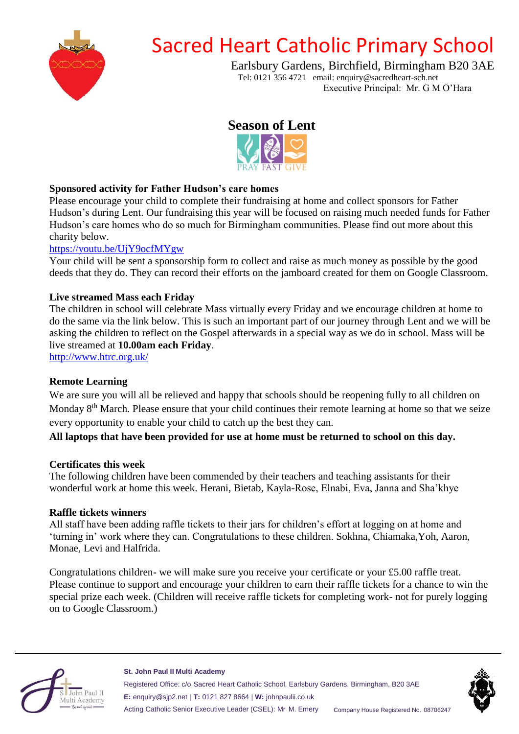# Sacred Heart Catholic Primary School

Earlsbury Gardens, Birchfield, Birmingham B20 3AE
Tel: 0121 356 4721 email: enquiry@sacredheart-sch.net
Executive Principal: Mr. G M O'Hara

## Season of Lent

PRAY FAST GIVE

### Sponsored activity for Father Hudson's care homes

Please encourage your child to complete their fundraising at home and collect sponsors for Father Hudson's during Lent. Our fundraising this year will be focused on raising much needed funds for Father Hudson's care homes who do so much for Birmingham communities. Please find out more about this charity below.

https://youtu.be/UjY9ocfMYgw

Your child will be sent a sponsorship form to collect and raise as much money as possible by the good deeds that they do. They can record their efforts on the jamboard created for them on Google Classroom.

### Live streamed Mass each Friday

The children in school will celebrate Mass virtually every Friday and we encourage children at home to do the same via the link below. This is such an important part of our journey through Lent and we will be asking the children to reflect on the Gospel afterwards in a special way as we do in school. Mass will be live streamed at **10.00am each Friday**.

http://www.htrc.org.uk/

### Remote Learning

We are sure you will all be relieved and happy that schools should be reopening fully to all children on Monday 8th March. Please ensure that your child continues their remote learning at home so that we seize every opportunity to enable your child to catch up the best they can.

**All laptops that have been provided for use at home must be returned to school on this day.**

### Certificates this week

The following children have been commended by their teachers and teaching assistants for their wonderful work at home this week. Herani, Bietab, Kayla-Rose, Elnabi, Eva, Janna and Sha'khye

### Raffle tickets winners

All staff have been adding raffle tickets to their jars for children's effort at logging on at home and 'turning in' work where they can. Congratulations to these children. Sokhna, Chiamaka,Yoh, Aaron, Monae, Levi and Halfrida.

Congratulations children- we will make sure you receive your certificate or your £5.00 raffle treat. Please continue to support and encourage your children to earn their raffle tickets for a chance to win the special prize each week. (Children will receive raffle tickets for completing work- not for purely logging on to Google Classroom.)

**St. John Paul II Multi Academy**
Registered Office: c/o Sacred Heart Catholic School, Earlsbury Gardens, Birmingham, B20 3AE
**E:** enquiry@sjp2.net | **T:** 0121 827 8664 | **W:** johnpaulii.co.uk
Acting Catholic Senior Executive Leader (CSEL): Mr M. Emery
Company House Registered No. 08706247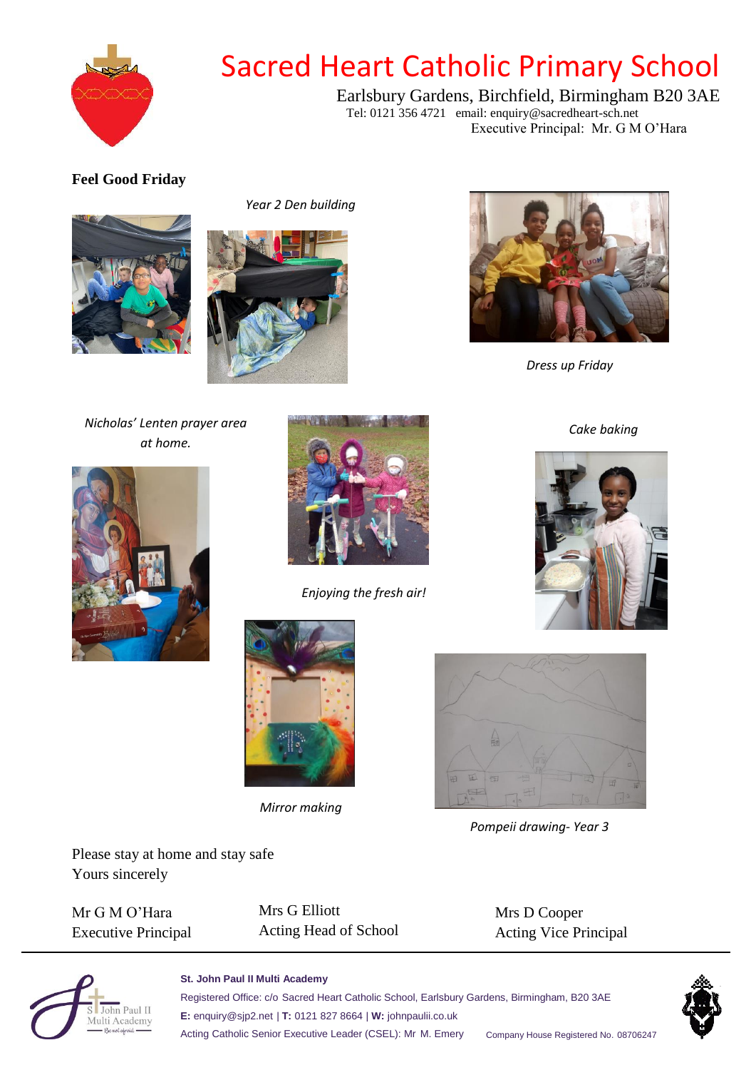# Sacred Heart Catholic Primary School

Earlsbury Gardens, Birchfield, Birmingham B20 3AE
Tel: 0121 356 4721 email: enquiry@sacredheart-sch.net
Executive Principal: Mr. G M O'Hara

**Feel Good Friday**

*Year 2 Den building*

*Dress up Friday*

*Nicholas' Lenten prayer area at home.*

*Enjoying the fresh air!*

*Cake baking*

*Mirror making*

*Pompeii drawing- Year 3*

Please stay at home and stay safe
Yours sincerely

Mr G M O'Hara
Executive Principal

Mrs G Elliott
Acting Head of School

Mrs D Cooper
Acting Vice Principal

**St. John Paul II Multi Academy**
Registered Office: c/o Sacred Heart Catholic School, Earlsbury Gardens, Birmingham, B20 3AE
**E:** enquiry@sjp2.net | **T:** 0121 827 8664 | **W:** johnpaulii.co.uk
Acting Catholic Senior Executive Leader (CSEL): Mr M. Emery
Company House Registered No. 08706247